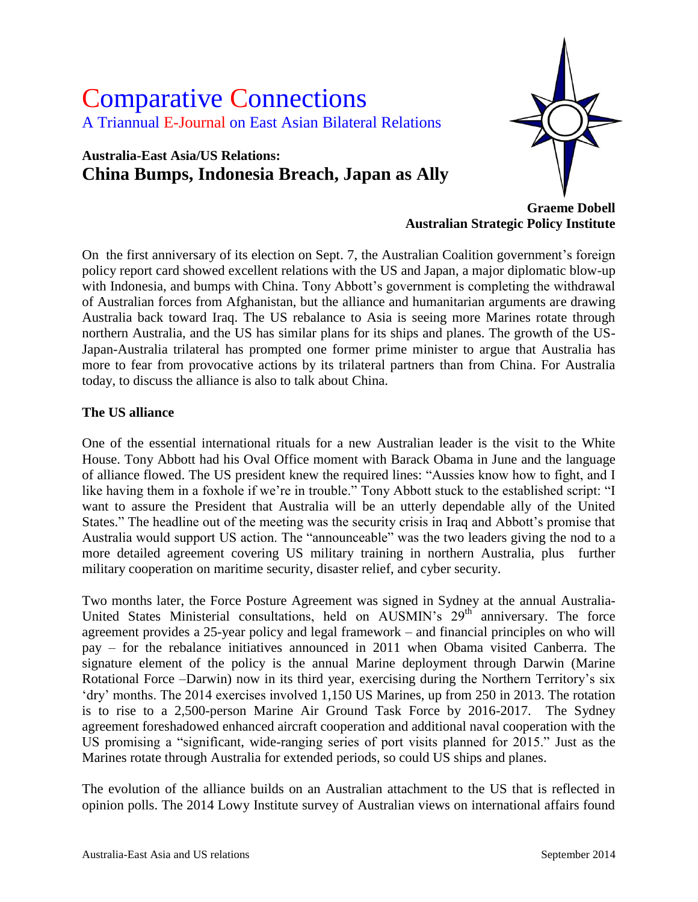# Comparative Connections

A Triannual E-Journal on East Asian Bilateral Relations

## Australia-East Asia/US Relations:
## China Bumps, Indonesia Breach, Japan as Ally

**Graeme Dobell**
**Australian Strategic Policy Institute**

On the first anniversary of its election on Sept. 7, the Australian Coalition government's foreign policy report card showed excellent relations with the US and Japan, a major diplomatic blow-up with Indonesia, and bumps with China. Tony Abbott's government is completing the withdrawal of Australian forces from Afghanistan, but the alliance and humanitarian arguments are drawing Australia back toward Iraq. The US rebalance to Asia is seeing more Marines rotate through northern Australia, and the US has similar plans for its ships and planes. The growth of the US-Japan-Australia trilateral has prompted one former prime minister to argue that Australia has more to fear from provocative actions by its trilateral partners than from China. For Australia today, to discuss the alliance is also to talk about China.

**The US alliance**

One of the essential international rituals for a new Australian leader is the visit to the White House. Tony Abbott had his Oval Office moment with Barack Obama in June and the language of alliance flowed. The US president knew the required lines: "Aussies know how to fight, and I like having them in a foxhole if we're in trouble." Tony Abbott stuck to the established script: "I want to assure the President that Australia will be an utterly dependable ally of the United States." The headline out of the meeting was the security crisis in Iraq and Abbott's promise that Australia would support US action. The "announceable" was the two leaders giving the nod to a more detailed agreement covering US military training in northern Australia, plus further military cooperation on maritime security, disaster relief, and cyber security.

Two months later, the Force Posture Agreement was signed in Sydney at the annual Australia-United States Ministerial consultations, held on AUSMIN's 29th anniversary. The force agreement provides a 25-year policy and legal framework – and financial principles on who will pay – for the rebalance initiatives announced in 2011 when Obama visited Canberra. The signature element of the policy is the annual Marine deployment through Darwin (Marine Rotational Force –Darwin) now in its third year, exercising during the Northern Territory's six 'dry' months. The 2014 exercises involved 1,150 US Marines, up from 250 in 2013. The rotation is to rise to a 2,500-person Marine Air Ground Task Force by 2016-2017. The Sydney agreement foreshadowed enhanced aircraft cooperation and additional naval cooperation with the US promising a "significant, wide-ranging series of port visits planned for 2015." Just as the Marines rotate through Australia for extended periods, so could US ships and planes.

The evolution of the alliance builds on an Australian attachment to the US that is reflected in opinion polls. The 2014 Lowy Institute survey of Australian views on international affairs found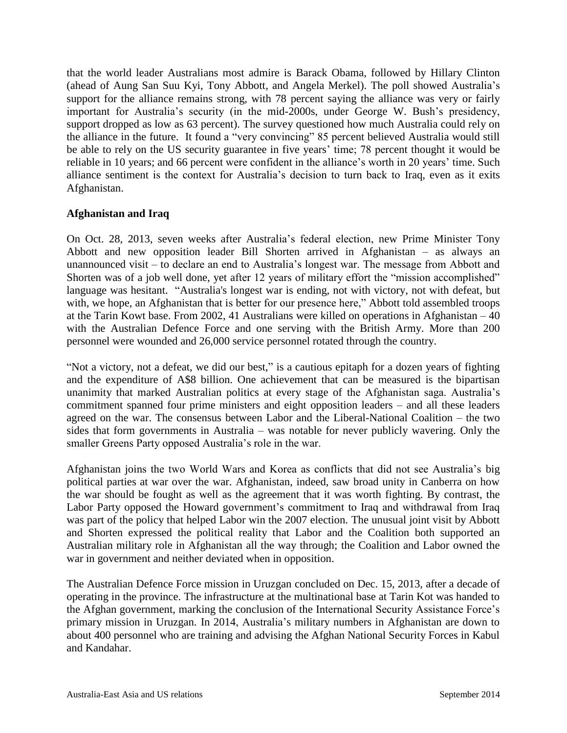that the world leader Australians most admire is Barack Obama, followed by Hillary Clinton (ahead of Aung San Suu Kyi, Tony Abbott, and Angela Merkel). The poll showed Australia's support for the alliance remains strong, with 78 percent saying the alliance was very or fairly important for Australia's security (in the mid-2000s, under George W. Bush's presidency, support dropped as low as 63 percent). The survey questioned how much Australia could rely on the alliance in the future. It found a "very convincing" 85 percent believed Australia would still be able to rely on the US security guarantee in five years' time; 78 percent thought it would be reliable in 10 years; and 66 percent were confident in the alliance's worth in 20 years' time. Such alliance sentiment is the context for Australia's decision to turn back to Iraq, even as it exits Afghanistan.

**Afghanistan and Iraq**

On Oct. 28, 2013, seven weeks after Australia's federal election, new Prime Minister Tony Abbott and new opposition leader Bill Shorten arrived in Afghanistan – as always an unannounced visit – to declare an end to Australia's longest war. The message from Abbott and Shorten was of a job well done, yet after 12 years of military effort the "mission accomplished" language was hesitant. "Australia's longest war is ending, not with victory, not with defeat, but with, we hope, an Afghanistan that is better for our presence here," Abbott told assembled troops at the Tarin Kowt base. From 2002, 41 Australians were killed on operations in Afghanistan – 40 with the Australian Defence Force and one serving with the British Army. More than 200 personnel were wounded and 26,000 service personnel rotated through the country.

"Not a victory, not a defeat, we did our best," is a cautious epitaph for a dozen years of fighting and the expenditure of A$8 billion. One achievement that can be measured is the bipartisan unanimity that marked Australian politics at every stage of the Afghanistan saga. Australia's commitment spanned four prime ministers and eight opposition leaders – and all these leaders agreed on the war. The consensus between Labor and the Liberal-National Coalition – the two sides that form governments in Australia – was notable for never publicly wavering. Only the smaller Greens Party opposed Australia's role in the war.

Afghanistan joins the two World Wars and Korea as conflicts that did not see Australia's big political parties at war over the war. Afghanistan, indeed, saw broad unity in Canberra on how the war should be fought as well as the agreement that it was worth fighting. By contrast, the Labor Party opposed the Howard government's commitment to Iraq and withdrawal from Iraq was part of the policy that helped Labor win the 2007 election. The unusual joint visit by Abbott and Shorten expressed the political reality that Labor and the Coalition both supported an Australian military role in Afghanistan all the way through; the Coalition and Labor owned the war in government and neither deviated when in opposition.

The Australian Defence Force mission in Uruzgan concluded on Dec. 15, 2013, after a decade of operating in the province. The infrastructure at the multinational base at Tarin Kot was handed to the Afghan government, marking the conclusion of the International Security Assistance Force's primary mission in Uruzgan. In 2014, Australia's military numbers in Afghanistan are down to about 400 personnel who are training and advising the Afghan National Security Forces in Kabul and Kandahar.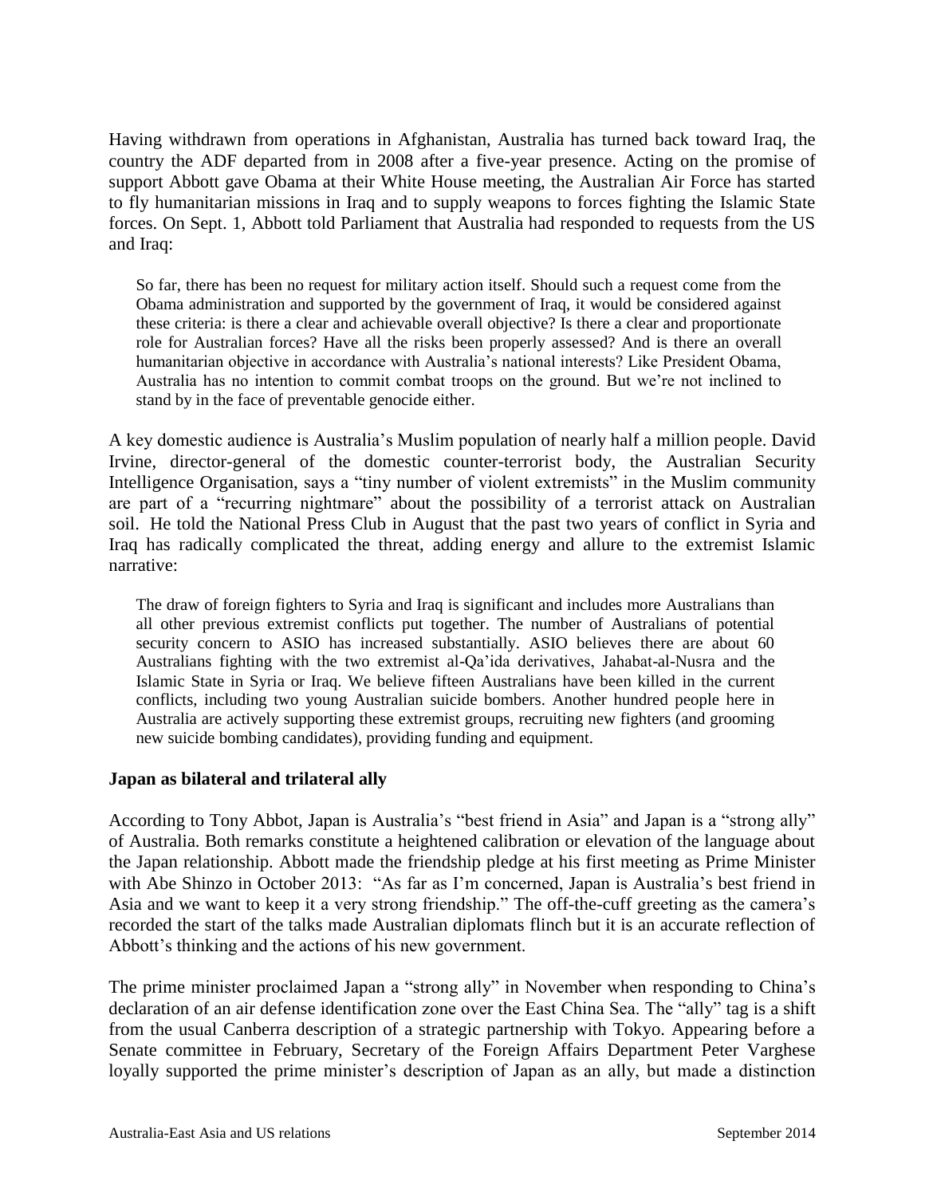Having withdrawn from operations in Afghanistan, Australia has turned back toward Iraq, the country the ADF departed from in 2008 after a five-year presence. Acting on the promise of support Abbott gave Obama at their White House meeting, the Australian Air Force has started to fly humanitarian missions in Iraq and to supply weapons to forces fighting the Islamic State forces. On Sept. 1, Abbott told Parliament that Australia had responded to requests from the US and Iraq:

> So far, there has been no request for military action itself. Should such a request come from the Obama administration and supported by the government of Iraq, it would be considered against these criteria: is there a clear and achievable overall objective? Is there a clear and proportionate role for Australian forces? Have all the risks been properly assessed? And is there an overall humanitarian objective in accordance with Australia's national interests? Like President Obama, Australia has no intention to commit combat troops on the ground. But we're not inclined to stand by in the face of preventable genocide either.

A key domestic audience is Australia's Muslim population of nearly half a million people. David Irvine, director-general of the domestic counter-terrorist body, the Australian Security Intelligence Organisation, says a "tiny number of violent extremists" in the Muslim community are part of a "recurring nightmare" about the possibility of a terrorist attack on Australian soil. He told the National Press Club in August that the past two years of conflict in Syria and Iraq has radically complicated the threat, adding energy and allure to the extremist Islamic narrative:

> The draw of foreign fighters to Syria and Iraq is significant and includes more Australians than all other previous extremist conflicts put together. The number of Australians of potential security concern to ASIO has increased substantially. ASIO believes there are about 60 Australians fighting with the two extremist al-Qa'ida derivatives, Jahabat-al-Nusra and the Islamic State in Syria or Iraq. We believe fifteen Australians have been killed in the current conflicts, including two young Australian suicide bombers. Another hundred people here in Australia are actively supporting these extremist groups, recruiting new fighters (and grooming new suicide bombing candidates), providing funding and equipment.

**Japan as bilateral and trilateral ally**

According to Tony Abbot, Japan is Australia's "best friend in Asia" and Japan is a "strong ally" of Australia. Both remarks constitute a heightened calibration or elevation of the language about the Japan relationship. Abbott made the friendship pledge at his first meeting as Prime Minister with Abe Shinzo in October 2013: "As far as I'm concerned, Japan is Australia's best friend in Asia and we want to keep it a very strong friendship." The off-the-cuff greeting as the camera's recorded the start of the talks made Australian diplomats flinch but it is an accurate reflection of Abbott's thinking and the actions of his new government.

The prime minister proclaimed Japan a "strong ally" in November when responding to China's declaration of an air defense identification zone over the East China Sea. The "ally" tag is a shift from the usual Canberra description of a strategic partnership with Tokyo. Appearing before a Senate committee in February, Secretary of the Foreign Affairs Department Peter Varghese loyally supported the prime minister's description of Japan as an ally, but made a distinction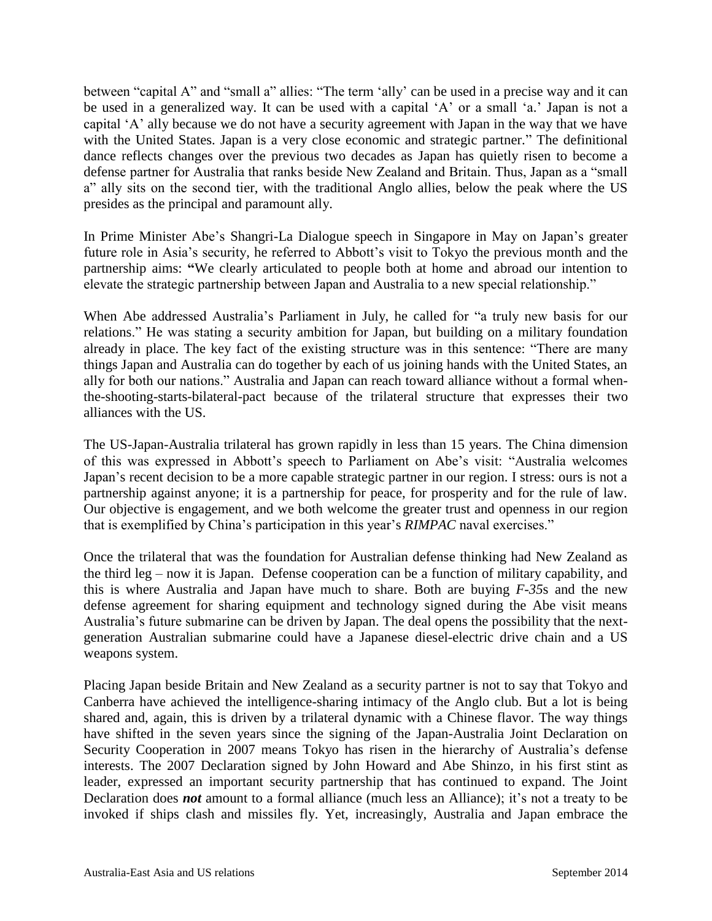between "capital A" and "small a" allies: "The term 'ally' can be used in a precise way and it can be used in a generalized way. It can be used with a capital 'A' or a small 'a.' Japan is not a capital 'A' ally because we do not have a security agreement with Japan in the way that we have with the United States. Japan is a very close economic and strategic partner." The definitional dance reflects changes over the previous two decades as Japan has quietly risen to become a defense partner for Australia that ranks beside New Zealand and Britain. Thus, Japan as a "small a" ally sits on the second tier, with the traditional Anglo allies, below the peak where the US presides as the principal and paramount ally.

In Prime Minister Abe's Shangri-La Dialogue speech in Singapore in May on Japan's greater future role in Asia's security, he referred to Abbott's visit to Tokyo the previous month and the partnership aims: **"**We clearly articulated to people both at home and abroad our intention to elevate the strategic partnership between Japan and Australia to a new special relationship."

When Abe addressed Australia's Parliament in July, he called for "a truly new basis for our relations." He was stating a security ambition for Japan, but building on a military foundation already in place. The key fact of the existing structure was in this sentence: "There are many things Japan and Australia can do together by each of us joining hands with the United States, an ally for both our nations." Australia and Japan can reach toward alliance without a formal when-the-shooting-starts-bilateral-pact because of the trilateral structure that expresses their two alliances with the US.

The US-Japan-Australia trilateral has grown rapidly in less than 15 years. The China dimension of this was expressed in Abbott's speech to Parliament on Abe's visit: "Australia welcomes Japan's recent decision to be a more capable strategic partner in our region. I stress: ours is not a partnership against anyone; it is a partnership for peace, for prosperity and for the rule of law. Our objective is engagement, and we both welcome the greater trust and openness in our region that is exemplified by China's participation in this year's *RIMPAC* naval exercises."

Once the trilateral that was the foundation for Australian defense thinking had New Zealand as the third leg – now it is Japan. Defense cooperation can be a function of military capability, and this is where Australia and Japan have much to share. Both are buying *F-35*s and the new defense agreement for sharing equipment and technology signed during the Abe visit means Australia's future submarine can be driven by Japan. The deal opens the possibility that the next-generation Australian submarine could have a Japanese diesel-electric drive chain and a US weapons system.

Placing Japan beside Britain and New Zealand as a security partner is not to say that Tokyo and Canberra have achieved the intelligence-sharing intimacy of the Anglo club. But a lot is being shared and, again, this is driven by a trilateral dynamic with a Chinese flavor. The way things have shifted in the seven years since the signing of the Japan-Australia Joint Declaration on Security Cooperation in 2007 means Tokyo has risen in the hierarchy of Australia's defense interests. The 2007 Declaration signed by John Howard and Abe Shinzo, in his first stint as leader, expressed an important security partnership that has continued to expand. The Joint Declaration does ***not*** amount to a formal alliance (much less an Alliance); it's not a treaty to be invoked if ships clash and missiles fly. Yet, increasingly, Australia and Japan embrace the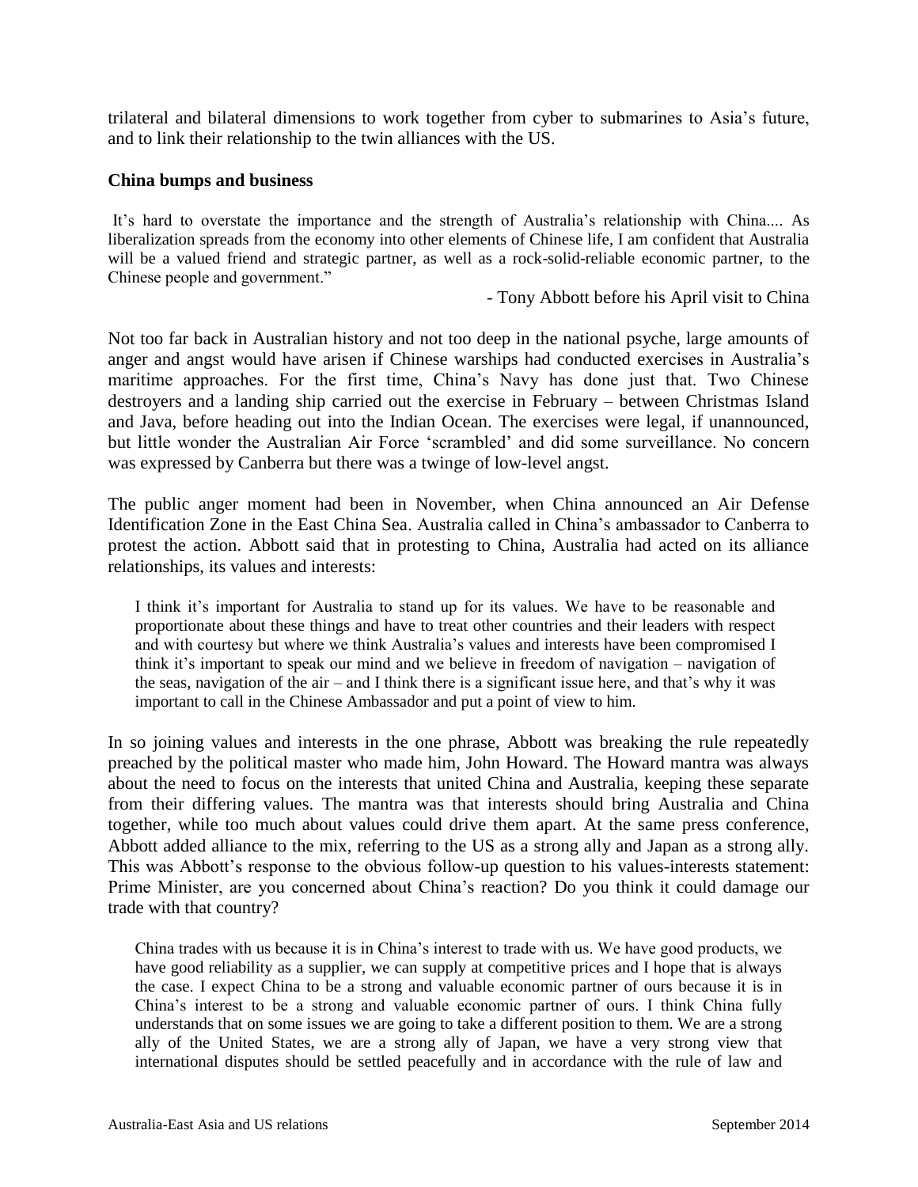trilateral and bilateral dimensions to work together from cyber to submarines to Asia's future, and to link their relationship to the twin alliances with the US.

**China bumps and business**

> It's hard to overstate the importance and the strength of Australia's relationship with China.... As liberalization spreads from the economy into other elements of Chinese life, I am confident that Australia will be a valued friend and strategic partner, as well as a rock-solid-reliable economic partner, to the Chinese people and government."
>
> - Tony Abbott before his April visit to China

Not too far back in Australian history and not too deep in the national psyche, large amounts of anger and angst would have arisen if Chinese warships had conducted exercises in Australia's maritime approaches. For the first time, China's Navy has done just that. Two Chinese destroyers and a landing ship carried out the exercise in February – between Christmas Island and Java, before heading out into the Indian Ocean. The exercises were legal, if unannounced, but little wonder the Australian Air Force 'scrambled' and did some surveillance. No concern was expressed by Canberra but there was a twinge of low-level angst.

The public anger moment had been in November, when China announced an Air Defense Identification Zone in the East China Sea. Australia called in China's ambassador to Canberra to protest the action. Abbott said that in protesting to China, Australia had acted on its alliance relationships, its values and interests:

> I think it's important for Australia to stand up for its values. We have to be reasonable and proportionate about these things and have to treat other countries and their leaders with respect and with courtesy but where we think Australia's values and interests have been compromised I think it's important to speak our mind and we believe in freedom of navigation – navigation of the seas, navigation of the air – and I think there is a significant issue here, and that's why it was important to call in the Chinese Ambassador and put a point of view to him.

In so joining values and interests in the one phrase, Abbott was breaking the rule repeatedly preached by the political master who made him, John Howard. The Howard mantra was always about the need to focus on the interests that united China and Australia, keeping these separate from their differing values. The mantra was that interests should bring Australia and China together, while too much about values could drive them apart. At the same press conference, Abbott added alliance to the mix, referring to the US as a strong ally and Japan as a strong ally. This was Abbott's response to the obvious follow-up question to his values-interests statement: Prime Minister, are you concerned about China's reaction? Do you think it could damage our trade with that country?

> China trades with us because it is in China's interest to trade with us. We have good products, we have good reliability as a supplier, we can supply at competitive prices and I hope that is always the case. I expect China to be a strong and valuable economic partner of ours because it is in China's interest to be a strong and valuable economic partner of ours. I think China fully understands that on some issues we are going to take a different position to them. We are a strong ally of the United States, we are a strong ally of Japan, we have a very strong view that international disputes should be settled peacefully and in accordance with the rule of law and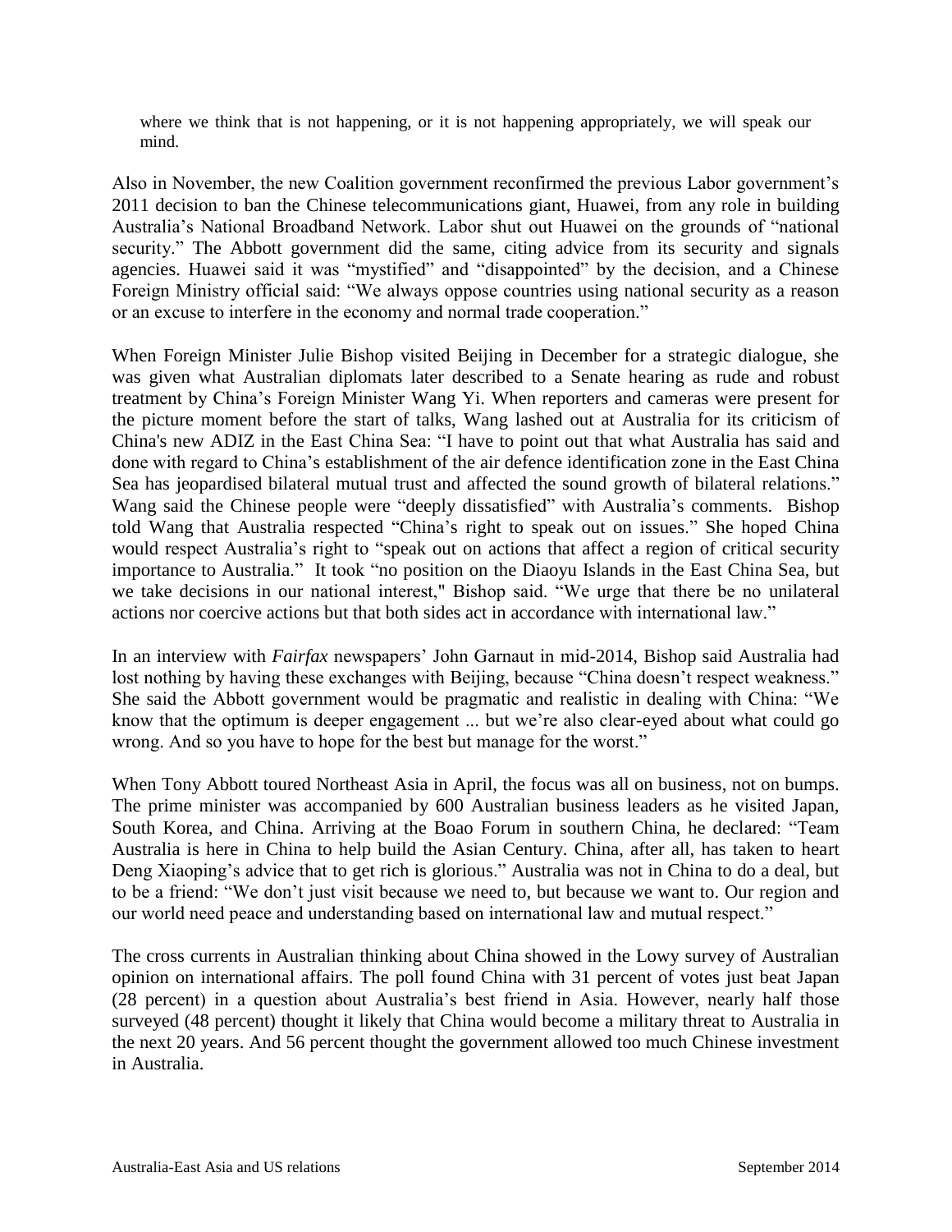> where we think that is not happening, or it is not happening appropriately, we will speak our mind.

Also in November, the new Coalition government reconfirmed the previous Labor government's 2011 decision to ban the Chinese telecommunications giant, Huawei, from any role in building Australia's National Broadband Network. Labor shut out Huawei on the grounds of "national security." The Abbott government did the same, citing advice from its security and signals agencies. Huawei said it was "mystified" and "disappointed" by the decision, and a Chinese Foreign Ministry official said: "We always oppose countries using national security as a reason or an excuse to interfere in the economy and normal trade cooperation."

When Foreign Minister Julie Bishop visited Beijing in December for a strategic dialogue, she was given what Australian diplomats later described to a Senate hearing as rude and robust treatment by China's Foreign Minister Wang Yi. When reporters and cameras were present for the picture moment before the start of talks, Wang lashed out at Australia for its criticism of China's new ADIZ in the East China Sea: "I have to point out that what Australia has said and done with regard to China's establishment of the air defence identification zone in the East China Sea has jeopardised bilateral mutual trust and affected the sound growth of bilateral relations." Wang said the Chinese people were "deeply dissatisfied" with Australia's comments. Bishop told Wang that Australia respected "China's right to speak out on issues." She hoped China would respect Australia's right to "speak out on actions that affect a region of critical security importance to Australia." It took "no position on the Diaoyu Islands in the East China Sea, but we take decisions in our national interest," Bishop said. "We urge that there be no unilateral actions nor coercive actions but that both sides act in accordance with international law."

In an interview with *Fairfax* newspapers' John Garnaut in mid-2014, Bishop said Australia had lost nothing by having these exchanges with Beijing, because "China doesn't respect weakness." She said the Abbott government would be pragmatic and realistic in dealing with China: "We know that the optimum is deeper engagement ... but we're also clear-eyed about what could go wrong. And so you have to hope for the best but manage for the worst."

When Tony Abbott toured Northeast Asia in April, the focus was all on business, not on bumps. The prime minister was accompanied by 600 Australian business leaders as he visited Japan, South Korea, and China. Arriving at the Boao Forum in southern China, he declared: "Team Australia is here in China to help build the Asian Century. China, after all, has taken to heart Deng Xiaoping's advice that to get rich is glorious." Australia was not in China to do a deal, but to be a friend: "We don't just visit because we need to, but because we want to. Our region and our world need peace and understanding based on international law and mutual respect."

The cross currents in Australian thinking about China showed in the Lowy survey of Australian opinion on international affairs. The poll found China with 31 percent of votes just beat Japan (28 percent) in a question about Australia's best friend in Asia. However, nearly half those surveyed (48 percent) thought it likely that China would become a military threat to Australia in the next 20 years. And 56 percent thought the government allowed too much Chinese investment in Australia.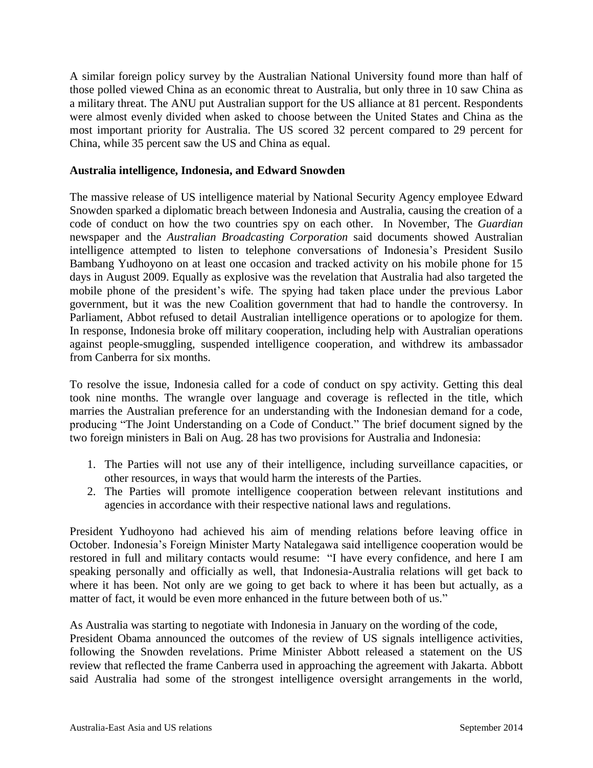A similar foreign policy survey by the Australian National University found more than half of those polled viewed China as an economic threat to Australia, but only three in 10 saw China as a military threat. The ANU put Australian support for the US alliance at 81 percent. Respondents were almost evenly divided when asked to choose between the United States and China as the most important priority for Australia. The US scored 32 percent compared to 29 percent for China, while 35 percent saw the US and China as equal.

**Australia intelligence, Indonesia, and Edward Snowden**

The massive release of US intelligence material by National Security Agency employee Edward Snowden sparked a diplomatic breach between Indonesia and Australia, causing the creation of a code of conduct on how the two countries spy on each other. In November, The *Guardian* newspaper and the *Australian Broadcasting Corporation* said documents showed Australian intelligence attempted to listen to telephone conversations of Indonesia's President Susilo Bambang Yudhoyono on at least one occasion and tracked activity on his mobile phone for 15 days in August 2009. Equally as explosive was the revelation that Australia had also targeted the mobile phone of the president's wife. The spying had taken place under the previous Labor government, but it was the new Coalition government that had to handle the controversy. In Parliament, Abbot refused to detail Australian intelligence operations or to apologize for them. In response, Indonesia broke off military cooperation, including help with Australian operations against people-smuggling, suspended intelligence cooperation, and withdrew its ambassador from Canberra for six months.

To resolve the issue, Indonesia called for a code of conduct on spy activity. Getting this deal took nine months. The wrangle over language and coverage is reflected in the title, which marries the Australian preference for an understanding with the Indonesian demand for a code, producing "The Joint Understanding on a Code of Conduct." The brief document signed by the two foreign ministers in Bali on Aug. 28 has two provisions for Australia and Indonesia:

1. The Parties will not use any of their intelligence, including surveillance capacities, or other resources, in ways that would harm the interests of the Parties.
2. The Parties will promote intelligence cooperation between relevant institutions and agencies in accordance with their respective national laws and regulations.

President Yudhoyono had achieved his aim of mending relations before leaving office in October. Indonesia's Foreign Minister Marty Natalegawa said intelligence cooperation would be restored in full and military contacts would resume: "I have every confidence, and here I am speaking personally and officially as well, that Indonesia-Australia relations will get back to where it has been. Not only are we going to get back to where it has been but actually, as a matter of fact, it would be even more enhanced in the future between both of us."

As Australia was starting to negotiate with Indonesia in January on the wording of the code, President Obama announced the outcomes of the review of US signals intelligence activities, following the Snowden revelations. Prime Minister Abbott released a statement on the US review that reflected the frame Canberra used in approaching the agreement with Jakarta. Abbott said Australia had some of the strongest intelligence oversight arrangements in the world,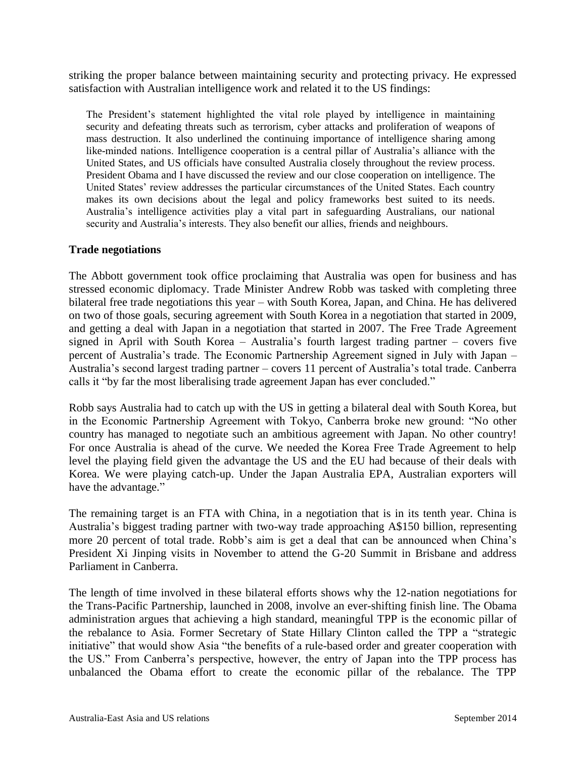striking the proper balance between maintaining security and protecting privacy. He expressed satisfaction with Australian intelligence work and related it to the US findings:

> The President's statement highlighted the vital role played by intelligence in maintaining security and defeating threats such as terrorism, cyber attacks and proliferation of weapons of mass destruction. It also underlined the continuing importance of intelligence sharing among like-minded nations. Intelligence cooperation is a central pillar of Australia's alliance with the United States, and US officials have consulted Australia closely throughout the review process. President Obama and I have discussed the review and our close cooperation on intelligence. The United States' review addresses the particular circumstances of the United States. Each country makes its own decisions about the legal and policy frameworks best suited to its needs. Australia's intelligence activities play a vital part in safeguarding Australians, our national security and Australia's interests. They also benefit our allies, friends and neighbours.

**Trade negotiations**

The Abbott government took office proclaiming that Australia was open for business and has stressed economic diplomacy. Trade Minister Andrew Robb was tasked with completing three bilateral free trade negotiations this year – with South Korea, Japan, and China. He has delivered on two of those goals, securing agreement with South Korea in a negotiation that started in 2009, and getting a deal with Japan in a negotiation that started in 2007. The Free Trade Agreement signed in April with South Korea – Australia's fourth largest trading partner – covers five percent of Australia's trade. The Economic Partnership Agreement signed in July with Japan – Australia's second largest trading partner – covers 11 percent of Australia's total trade. Canberra calls it "by far the most liberalising trade agreement Japan has ever concluded."

Robb says Australia had to catch up with the US in getting a bilateral deal with South Korea, but in the Economic Partnership Agreement with Tokyo, Canberra broke new ground: "No other country has managed to negotiate such an ambitious agreement with Japan. No other country! For once Australia is ahead of the curve. We needed the Korea Free Trade Agreement to help level the playing field given the advantage the US and the EU had because of their deals with Korea. We were playing catch-up. Under the Japan Australia EPA, Australian exporters will have the advantage."

The remaining target is an FTA with China, in a negotiation that is in its tenth year. China is Australia's biggest trading partner with two-way trade approaching A$150 billion, representing more 20 percent of total trade. Robb's aim is get a deal that can be announced when China's President Xi Jinping visits in November to attend the G-20 Summit in Brisbane and address Parliament in Canberra.

The length of time involved in these bilateral efforts shows why the 12-nation negotiations for the Trans-Pacific Partnership, launched in 2008, involve an ever-shifting finish line. The Obama administration argues that achieving a high standard, meaningful TPP is the economic pillar of the rebalance to Asia. Former Secretary of State Hillary Clinton called the TPP a "strategic initiative" that would show Asia "the benefits of a rule-based order and greater cooperation with the US." From Canberra's perspective, however, the entry of Japan into the TPP process has unbalanced the Obama effort to create the economic pillar of the rebalance. The TPP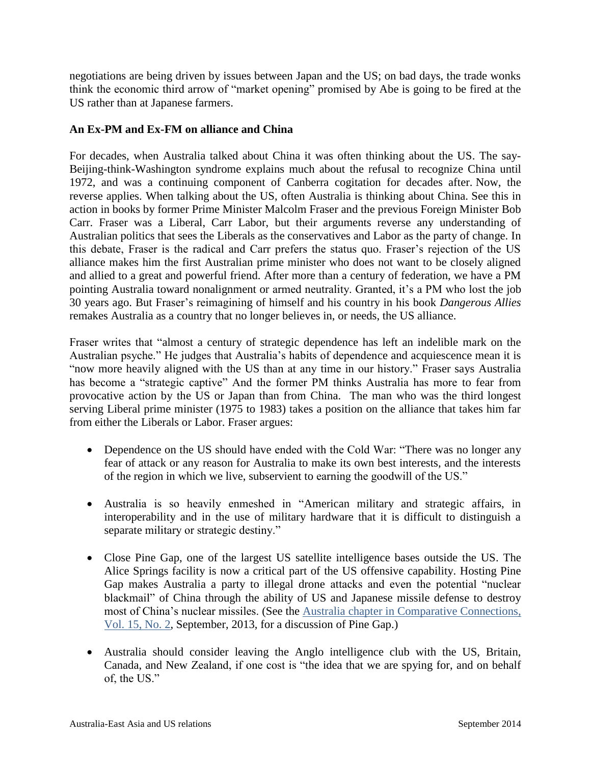negotiations are being driven by issues between Japan and the US; on bad days, the trade wonks think the economic third arrow of "market opening" promised by Abe is going to be fired at the US rather than at Japanese farmers.

**An Ex-PM and Ex-FM on alliance and China**

For decades, when Australia talked about China it was often thinking about the US. The say-Beijing-think-Washington syndrome explains much about the refusal to recognize China until 1972, and was a continuing component of Canberra cogitation for decades after. Now, the reverse applies. When talking about the US, often Australia is thinking about China. See this in action in books by former Prime Minister Malcolm Fraser and the previous Foreign Minister Bob Carr. Fraser was a Liberal, Carr Labor, but their arguments reverse any understanding of Australian politics that sees the Liberals as the conservatives and Labor as the party of change. In this debate, Fraser is the radical and Carr prefers the status quo. Fraser's rejection of the US alliance makes him the first Australian prime minister who does not want to be closely aligned and allied to a great and powerful friend. After more than a century of federation, we have a PM pointing Australia toward nonalignment or armed neutrality. Granted, it's a PM who lost the job 30 years ago. But Fraser's reimagining of himself and his country in his book *Dangerous Allies* remakes Australia as a country that no longer believes in, or needs, the US alliance.

Fraser writes that "almost a century of strategic dependence has left an indelible mark on the Australian psyche." He judges that Australia's habits of dependence and acquiescence mean it is "now more heavily aligned with the US than at any time in our history." Fraser says Australia has become a "strategic captive" And the former PM thinks Australia has more to fear from provocative action by the US or Japan than from China. The man who was the third longest serving Liberal prime minister (1975 to 1983) takes a position on the alliance that takes him far from either the Liberals or Labor. Fraser argues:

- Dependence on the US should have ended with the Cold War: "There was no longer any fear of attack or any reason for Australia to make its own best interests, and the interests of the region in which we live, subservient to earning the goodwill of the US."
- Australia is so heavily enmeshed in "American military and strategic affairs, in interoperability and in the use of military hardware that it is difficult to distinguish a separate military or strategic destiny."
- Close Pine Gap, one of the largest US satellite intelligence bases outside the US. The Alice Springs facility is now a critical part of the US offensive capability. Hosting Pine Gap makes Australia a party to illegal drone attacks and even the potential "nuclear blackmail" of China through the ability of US and Japanese missile defense to destroy most of China's nuclear missiles. (See the Australia chapter in Comparative Connections, Vol. 15, No. 2, September, 2013, for a discussion of Pine Gap.)
- Australia should consider leaving the Anglo intelligence club with the US, Britain, Canada, and New Zealand, if one cost is "the idea that we are spying for, and on behalf of, the US."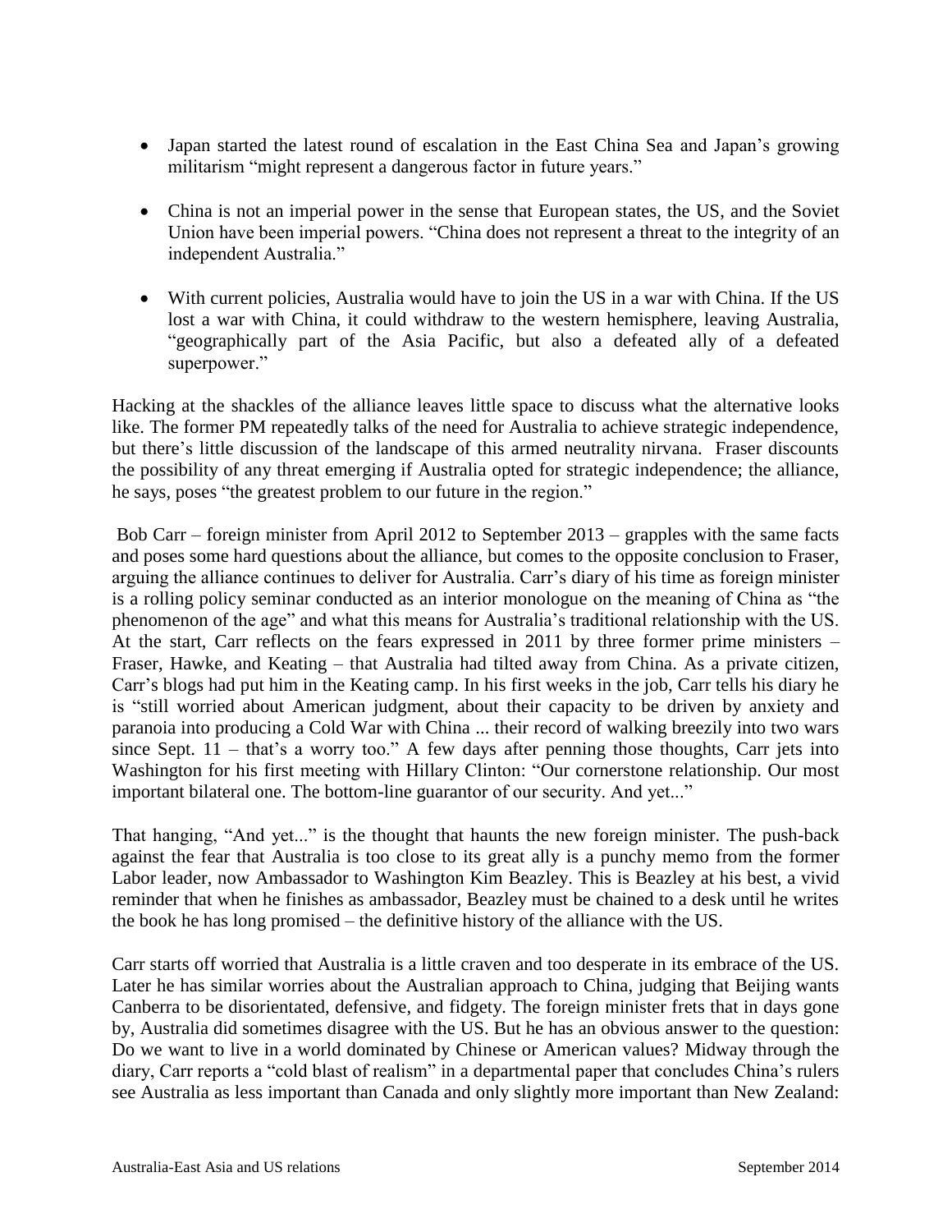- Japan started the latest round of escalation in the East China Sea and Japan's growing militarism "might represent a dangerous factor in future years."

- China is not an imperial power in the sense that European states, the US, and the Soviet Union have been imperial powers. "China does not represent a threat to the integrity of an independent Australia."

- With current policies, Australia would have to join the US in a war with China. If the US lost a war with China, it could withdraw to the western hemisphere, leaving Australia, "geographically part of the Asia Pacific, but also a defeated ally of a defeated superpower."

Hacking at the shackles of the alliance leaves little space to discuss what the alternative looks like. The former PM repeatedly talks of the need for Australia to achieve strategic independence, but there's little discussion of the landscape of this armed neutrality nirvana. Fraser discounts the possibility of any threat emerging if Australia opted for strategic independence; the alliance, he says, poses "the greatest problem to our future in the region."

Bob Carr – foreign minister from April 2012 to September 2013 – grapples with the same facts and poses some hard questions about the alliance, but comes to the opposite conclusion to Fraser, arguing the alliance continues to deliver for Australia. Carr's diary of his time as foreign minister is a rolling policy seminar conducted as an interior monologue on the meaning of China as "the phenomenon of the age" and what this means for Australia's traditional relationship with the US. At the start, Carr reflects on the fears expressed in 2011 by three former prime ministers – Fraser, Hawke, and Keating – that Australia had tilted away from China. As a private citizen, Carr's blogs had put him in the Keating camp. In his first weeks in the job, Carr tells his diary he is "still worried about American judgment, about their capacity to be driven by anxiety and paranoia into producing a Cold War with China ... their record of walking breezily into two wars since Sept. 11 – that's a worry too." A few days after penning those thoughts, Carr jets into Washington for his first meeting with Hillary Clinton: "Our cornerstone relationship. Our most important bilateral one. The bottom-line guarantor of our security. And yet..."

That hanging, "And yet..." is the thought that haunts the new foreign minister. The push-back against the fear that Australia is too close to its great ally is a punchy memo from the former Labor leader, now Ambassador to Washington Kim Beazley. This is Beazley at his best, a vivid reminder that when he finishes as ambassador, Beazley must be chained to a desk until he writes the book he has long promised – the definitive history of the alliance with the US.

Carr starts off worried that Australia is a little craven and too desperate in its embrace of the US. Later he has similar worries about the Australian approach to China, judging that Beijing wants Canberra to be disorientated, defensive, and fidgety. The foreign minister frets that in days gone by, Australia did sometimes disagree with the US. But he has an obvious answer to the question: Do we want to live in a world dominated by Chinese or American values? Midway through the diary, Carr reports a "cold blast of realism" in a departmental paper that concludes China's rulers see Australia as less important than Canada and only slightly more important than New Zealand: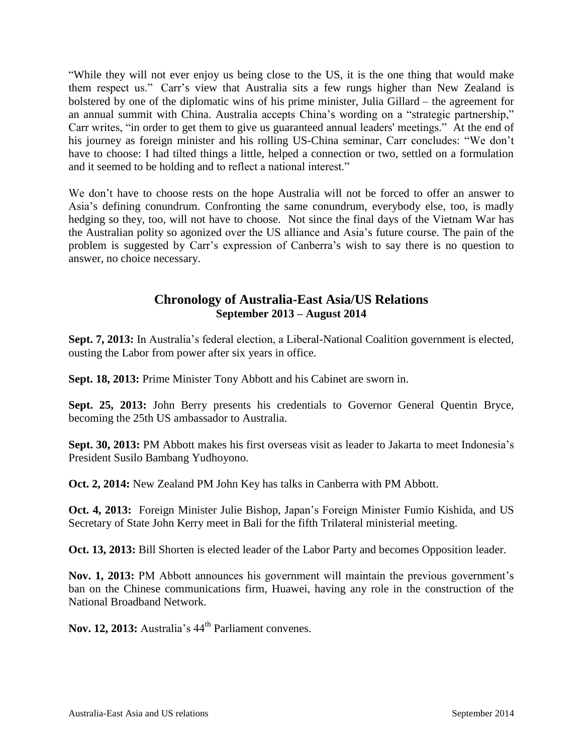"While they will not ever enjoy us being close to the US, it is the one thing that would make them respect us." Carr's view that Australia sits a few rungs higher than New Zealand is bolstered by one of the diplomatic wins of his prime minister, Julia Gillard – the agreement for an annual summit with China. Australia accepts China's wording on a "strategic partnership," Carr writes, "in order to get them to give us guaranteed annual leaders' meetings." At the end of his journey as foreign minister and his rolling US-China seminar, Carr concludes: "We don't have to choose: I had tilted things a little, helped a connection or two, settled on a formulation and it seemed to be holding and to reflect a national interest."

We don't have to choose rests on the hope Australia will not be forced to offer an answer to Asia's defining conundrum. Confronting the same conundrum, everybody else, too, is madly hedging so they, too, will not have to choose. Not since the final days of the Vietnam War has the Australian polity so agonized over the US alliance and Asia's future course. The pain of the problem is suggested by Carr's expression of Canberra's wish to say there is no question to answer, no choice necessary.

## Chronology of Australia-East Asia/US Relations

### September 2013 – August 2014

**Sept. 7, 2013:** In Australia's federal election, a Liberal-National Coalition government is elected, ousting the Labor from power after six years in office.

**Sept. 18, 2013:** Prime Minister Tony Abbott and his Cabinet are sworn in.

**Sept. 25, 2013:** John Berry presents his credentials to Governor General Quentin Bryce, becoming the 25th US ambassador to Australia.

**Sept. 30, 2013:** PM Abbott makes his first overseas visit as leader to Jakarta to meet Indonesia's President Susilo Bambang Yudhoyono.

**Oct. 2, 2014:** New Zealand PM John Key has talks in Canberra with PM Abbott.

**Oct. 4, 2013:** Foreign Minister Julie Bishop, Japan's Foreign Minister Fumio Kishida, and US Secretary of State John Kerry meet in Bali for the fifth Trilateral ministerial meeting.

**Oct. 13, 2013:** Bill Shorten is elected leader of the Labor Party and becomes Opposition leader.

**Nov. 1, 2013:** PM Abbott announces his government will maintain the previous government's ban on the Chinese communications firm, Huawei, having any role in the construction of the National Broadband Network.

**Nov. 12, 2013:** Australia's 44th Parliament convenes.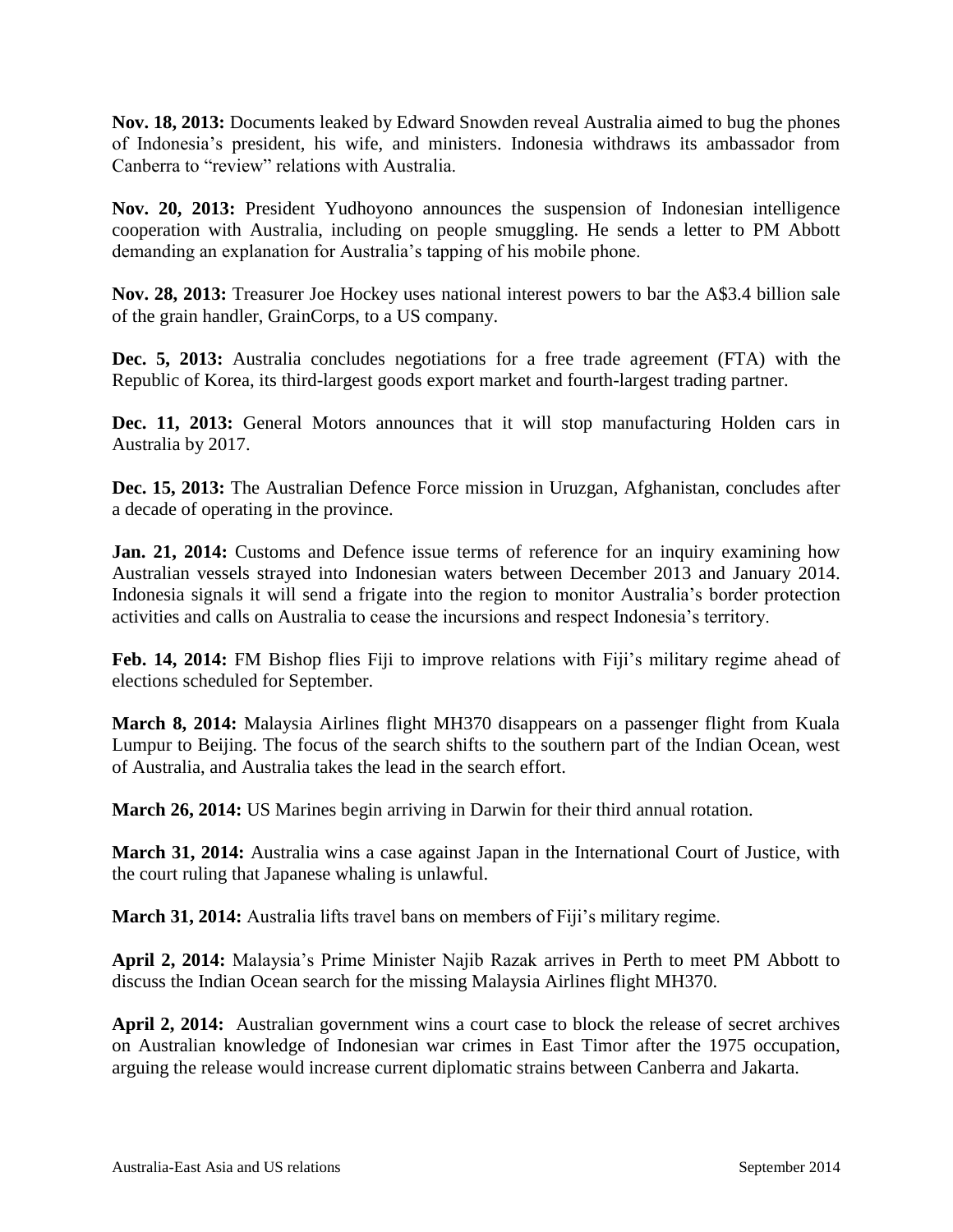**Nov. 18, 2013:** Documents leaked by Edward Snowden reveal Australia aimed to bug the phones of Indonesia's president, his wife, and ministers. Indonesia withdraws its ambassador from Canberra to "review" relations with Australia.

**Nov. 20, 2013:** President Yudhoyono announces the suspension of Indonesian intelligence cooperation with Australia, including on people smuggling. He sends a letter to PM Abbott demanding an explanation for Australia's tapping of his mobile phone.

**Nov. 28, 2013:** Treasurer Joe Hockey uses national interest powers to bar the A$3.4 billion sale of the grain handler, GrainCorps, to a US company.

**Dec. 5, 2013:** Australia concludes negotiations for a free trade agreement (FTA) with the Republic of Korea, its third-largest goods export market and fourth-largest trading partner.

**Dec. 11, 2013:** General Motors announces that it will stop manufacturing Holden cars in Australia by 2017.

**Dec. 15, 2013:** The Australian Defence Force mission in Uruzgan, Afghanistan, concludes after a decade of operating in the province.

**Jan. 21, 2014:** Customs and Defence issue terms of reference for an inquiry examining how Australian vessels strayed into Indonesian waters between December 2013 and January 2014. Indonesia signals it will send a frigate into the region to monitor Australia's border protection activities and calls on Australia to cease the incursions and respect Indonesia's territory.

**Feb. 14, 2014:** FM Bishop flies Fiji to improve relations with Fiji's military regime ahead of elections scheduled for September.

**March 8, 2014:** Malaysia Airlines flight MH370 disappears on a passenger flight from Kuala Lumpur to Beijing. The focus of the search shifts to the southern part of the Indian Ocean, west of Australia, and Australia takes the lead in the search effort.

**March 26, 2014:** US Marines begin arriving in Darwin for their third annual rotation.

**March 31, 2014:** Australia wins a case against Japan in the International Court of Justice, with the court ruling that Japanese whaling is unlawful.

**March 31, 2014:** Australia lifts travel bans on members of Fiji's military regime.

**April 2, 2014:** Malaysia's Prime Minister Najib Razak arrives in Perth to meet PM Abbott to discuss the Indian Ocean search for the missing Malaysia Airlines flight MH370.

**April 2, 2014:** Australian government wins a court case to block the release of secret archives on Australian knowledge of Indonesian war crimes in East Timor after the 1975 occupation, arguing the release would increase current diplomatic strains between Canberra and Jakarta.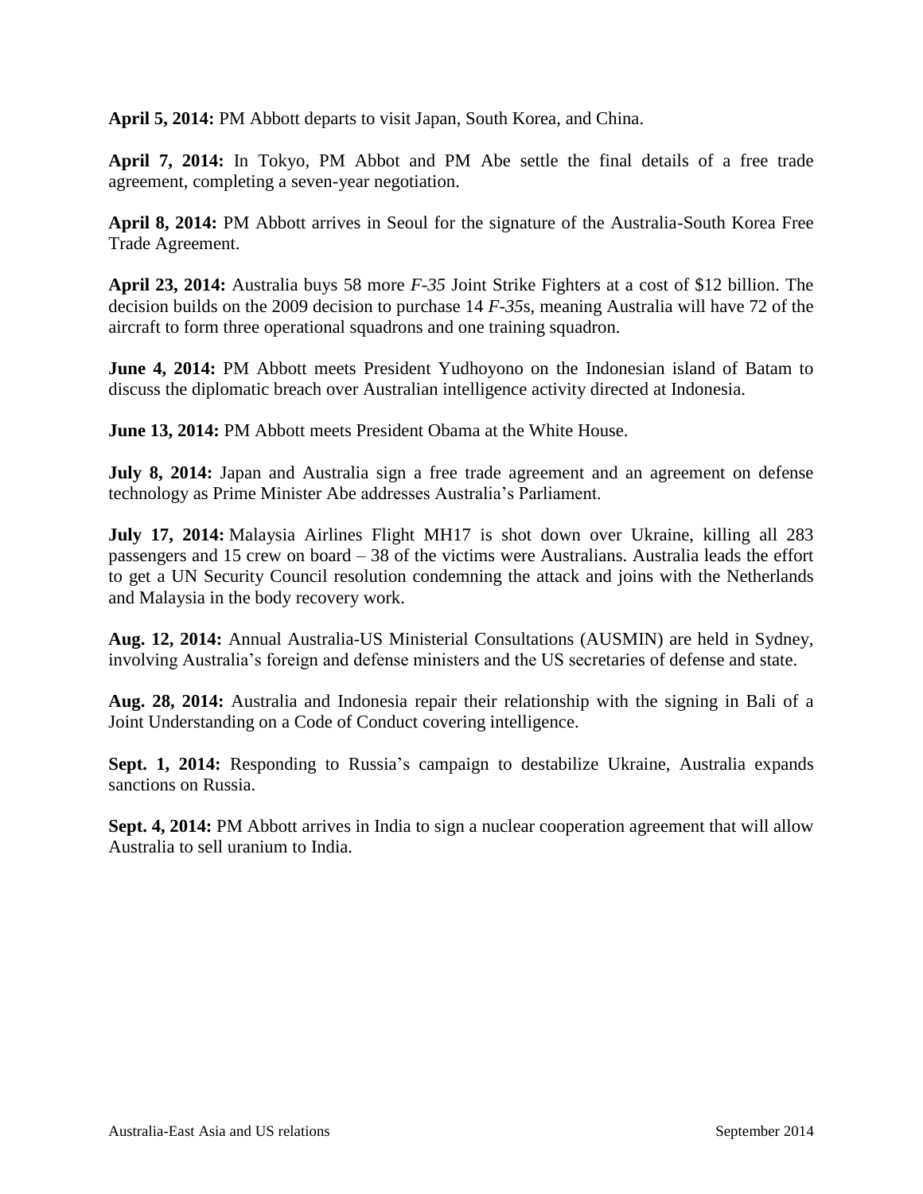**April 5, 2014:** PM Abbott departs to visit Japan, South Korea, and China.

**April 7, 2014:** In Tokyo, PM Abbot and PM Abe settle the final details of a free trade agreement, completing a seven-year negotiation.

**April 8, 2014:** PM Abbott arrives in Seoul for the signature of the Australia-South Korea Free Trade Agreement.

**April 23, 2014:** Australia buys 58 more *F-35* Joint Strike Fighters at a cost of $12 billion. The decision builds on the 2009 decision to purchase 14 *F-35*s, meaning Australia will have 72 of the aircraft to form three operational squadrons and one training squadron.

**June 4, 2014:** PM Abbott meets President Yudhoyono on the Indonesian island of Batam to discuss the diplomatic breach over Australian intelligence activity directed at Indonesia.

**June 13, 2014:** PM Abbott meets President Obama at the White House.

**July 8, 2014:** Japan and Australia sign a free trade agreement and an agreement on defense technology as Prime Minister Abe addresses Australia's Parliament.

**July 17, 2014:** Malaysia Airlines Flight MH17 is shot down over Ukraine, killing all 283 passengers and 15 crew on board – 38 of the victims were Australians. Australia leads the effort to get a UN Security Council resolution condemning the attack and joins with the Netherlands and Malaysia in the body recovery work.

**Aug. 12, 2014:** Annual Australia-US Ministerial Consultations (AUSMIN) are held in Sydney, involving Australia's foreign and defense ministers and the US secretaries of defense and state.

**Aug. 28, 2014:** Australia and Indonesia repair their relationship with the signing in Bali of a Joint Understanding on a Code of Conduct covering intelligence.

**Sept. 1, 2014:** Responding to Russia's campaign to destabilize Ukraine, Australia expands sanctions on Russia.

**Sept. 4, 2014:** PM Abbott arrives in India to sign a nuclear cooperation agreement that will allow Australia to sell uranium to India.